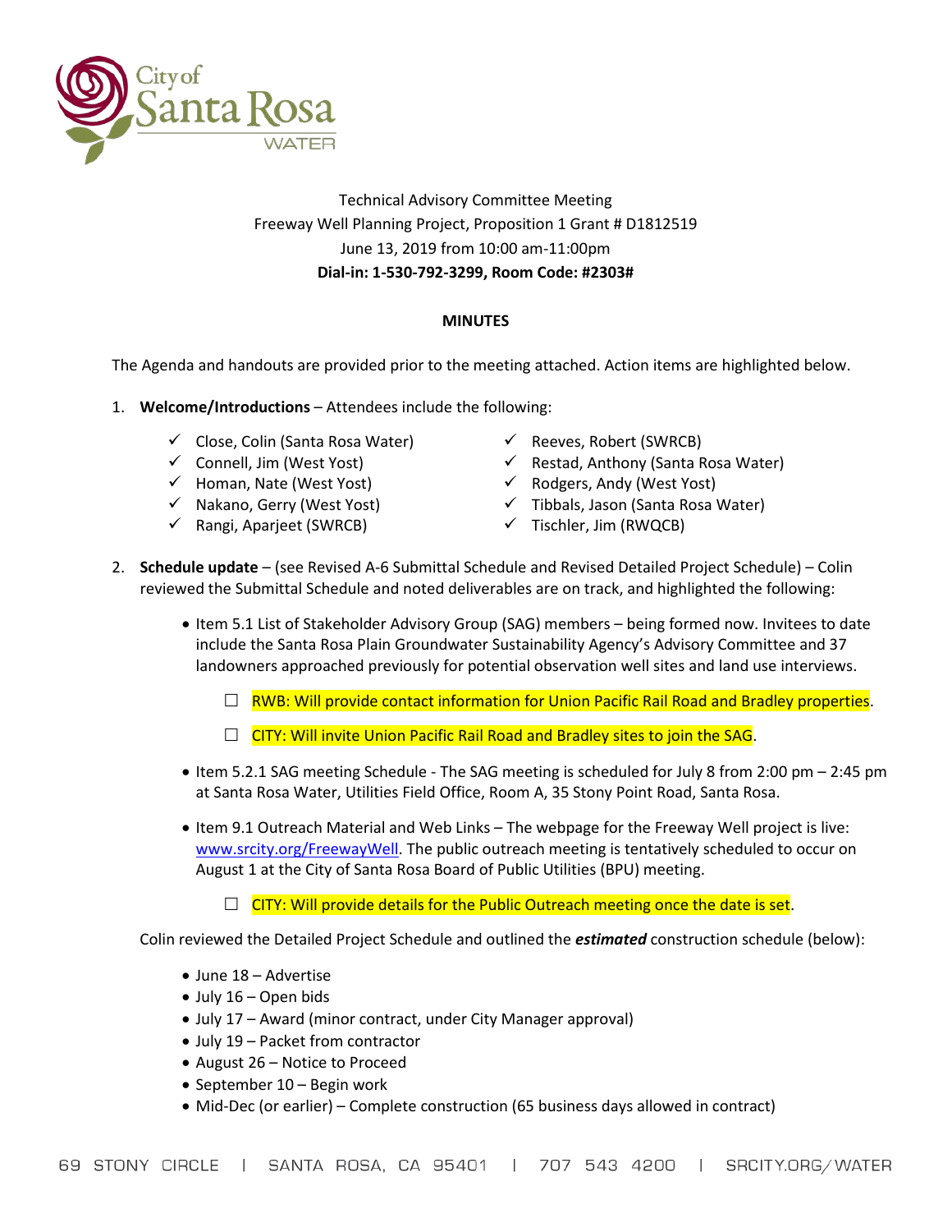Technical Advisory Committee Meeting
Freeway Well Planning Project, Proposition 1 Grant # D1812519
June 13, 2019 from 10:00 am-11:00pm
**Dial-in: 1-530-792-3299, Room Code: #2303#**

**MINUTES**

The Agenda and handouts are provided prior to the meeting attached. Action items are highlighted below.

1. **Welcome/Introductions** – Attendees include the following:

   - ✓ Close, Colin (Santa Rosa Water)
   - ✓ Connell, Jim (West Yost)
   - ✓ Homan, Nate (West Yost)
   - ✓ Nakano, Gerry (West Yost)
   - ✓ Rangi, Aparjeet (SWRCB)
   - ✓ Reeves, Robert (SWRCB)
   - ✓ Restad, Anthony (Santa Rosa Water)
   - ✓ Rodgers, Andy (West Yost)
   - ✓ Tibbals, Jason (Santa Rosa Water)
   - ✓ Tischler, Jim (RWQCB)

2. **Schedule update** – (see Revised A-6 Submittal Schedule and Revised Detailed Project Schedule) – Colin reviewed the Submittal Schedule and noted deliverables are on track, and highlighted the following:

   - Item 5.1 List of Stakeholder Advisory Group (SAG) members – being formed now. Invitees to date include the Santa Rosa Plain Groundwater Sustainability Agency's Advisory Committee and 37 landowners approached previously for potential observation well sites and land use interviews.
     - ☐ RWB: Will provide contact information for Union Pacific Rail Road and Bradley properties.
     - ☐ CITY: Will invite Union Pacific Rail Road and Bradley sites to join the SAG.
   - Item 5.2.1 SAG meeting Schedule - The SAG meeting is scheduled for July 8 from 2:00 pm – 2:45 pm at Santa Rosa Water, Utilities Field Office, Room A, 35 Stony Point Road, Santa Rosa.
   - Item 9.1 Outreach Material and Web Links – The webpage for the Freeway Well project is live: www.srcity.org/FreewayWell. The public outreach meeting is tentatively scheduled to occur on August 1 at the City of Santa Rosa Board of Public Utilities (BPU) meeting.
     - ☐ CITY: Will provide details for the Public Outreach meeting once the date is set.

   Colin reviewed the Detailed Project Schedule and outlined the ***estimated*** construction schedule (below):

   - June 18 – Advertise
   - July 16 – Open bids
   - July 17 – Award (minor contract, under City Manager approval)
   - July 19 – Packet from contractor
   - August 26 – Notice to Proceed
   - September 10 – Begin work
   - Mid-Dec (or earlier) – Complete construction (65 business days allowed in contract)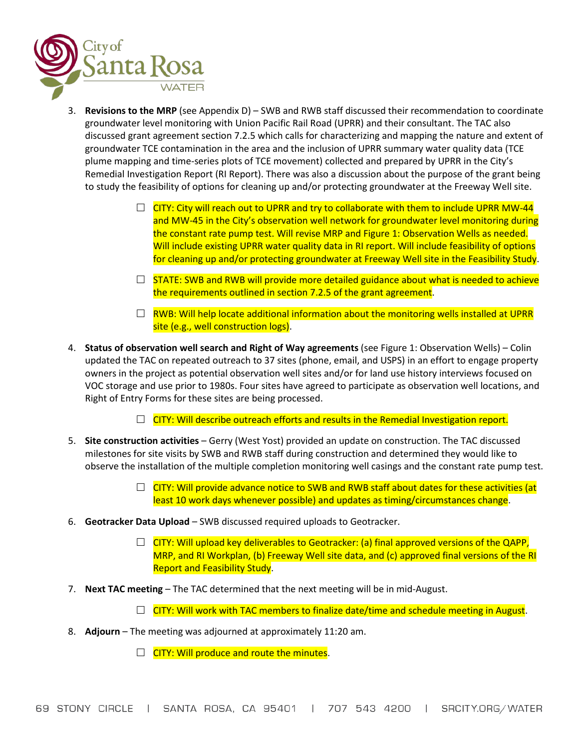3. **Revisions to the MRP** (see Appendix D) – SWB and RWB staff discussed their recommendation to coordinate groundwater level monitoring with Union Pacific Rail Road (UPRR) and their consultant. The TAC also discussed grant agreement section 7.2.5 which calls for characterizing and mapping the nature and extent of groundwater TCE contamination in the area and the inclusion of UPRR summary water quality data (TCE plume mapping and time-series plots of TCE movement) collected and prepared by UPRR in the City's Remedial Investigation Report (RI Report). There was also a discussion about the purpose of the grant being to study the feasibility of options for cleaning up and/or protecting groundwater at the Freeway Well site.

   - ☐ CITY: City will reach out to UPRR and try to collaborate with them to include UPRR MW-44 and MW-45 in the City's observation well network for groundwater level monitoring during the constant rate pump test. Will revise MRP and Figure 1: Observation Wells as needed. Will include existing UPRR water quality data in RI report. Will include feasibility of options for cleaning up and/or protecting groundwater at Freeway Well site in the Feasibility Study.
   - ☐ STATE: SWB and RWB will provide more detailed guidance about what is needed to achieve the requirements outlined in section 7.2.5 of the grant agreement.
   - ☐ RWB: Will help locate additional information about the monitoring wells installed at UPRR site (e.g., well construction logs).

4. **Status of observation well search and Right of Way agreements** (see Figure 1: Observation Wells) – Colin updated the TAC on repeated outreach to 37 sites (phone, email, and USPS) in an effort to engage property owners in the project as potential observation well sites and/or for land use history interviews focused on VOC storage and use prior to 1980s. Four sites have agreed to participate as observation well locations, and Right of Entry Forms for these sites are being processed.

   - ☐ CITY: Will describe outreach efforts and results in the Remedial Investigation report.

5. **Site construction activities** – Gerry (West Yost) provided an update on construction. The TAC discussed milestones for site visits by SWB and RWB staff during construction and determined they would like to observe the installation of the multiple completion monitoring well casings and the constant rate pump test.

   - ☐ CITY: Will provide advance notice to SWB and RWB staff about dates for these activities (at least 10 work days whenever possible) and updates as timing/circumstances change.

6. **Geotracker Data Upload** – SWB discussed required uploads to Geotracker.

   - ☐ CITY: Will upload key deliverables to Geotracker: (a) final approved versions of the QAPP, MRP, and RI Workplan, (b) Freeway Well site data, and (c) approved final versions of the RI Report and Feasibility Study.

7. **Next TAC meeting** – The TAC determined that the next meeting will be in mid-August.

   - ☐ CITY: Will work with TAC members to finalize date/time and schedule meeting in August.

8. **Adjourn** – The meeting was adjourned at approximately 11:20 am.

   - ☐ CITY: Will produce and route the minutes.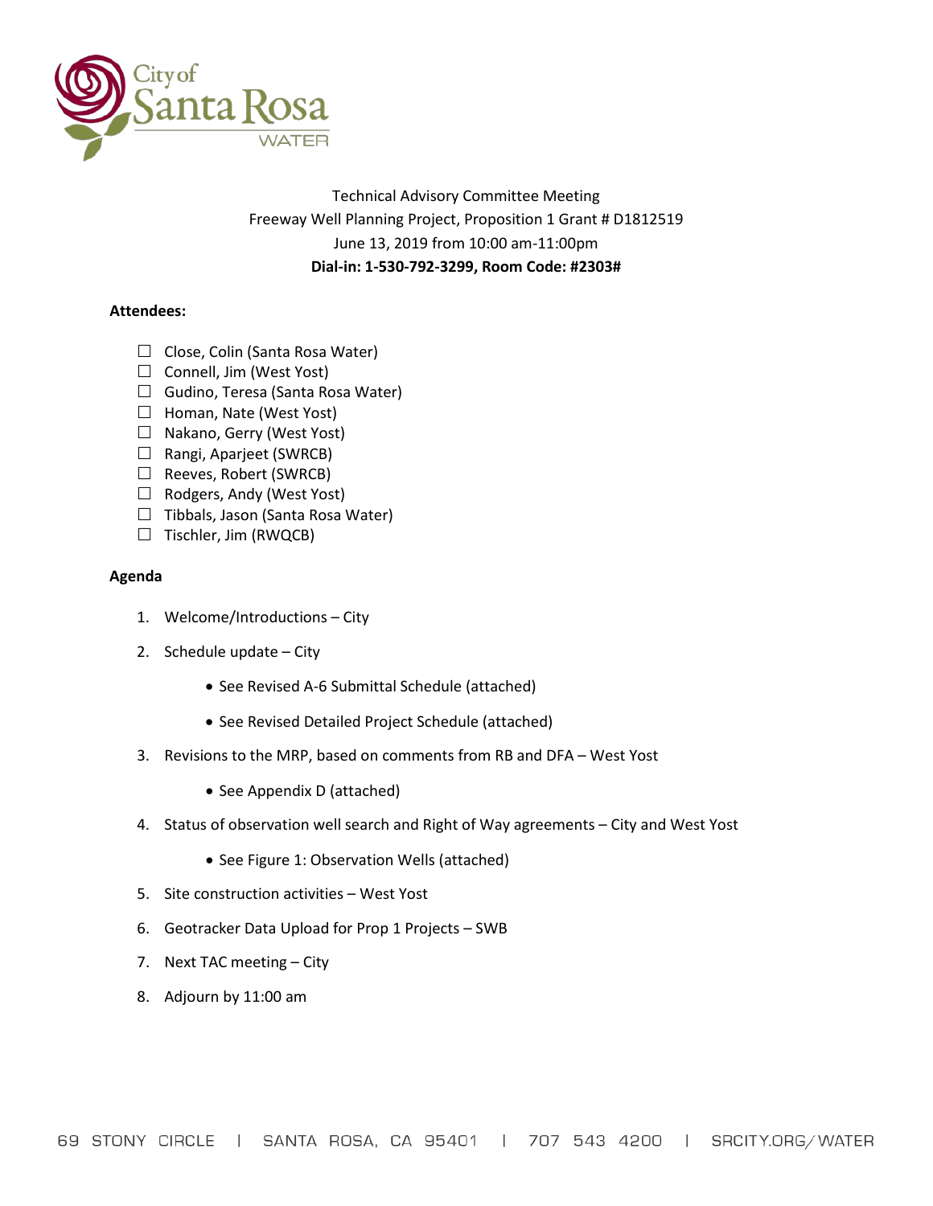Technical Advisory Committee Meeting
Freeway Well Planning Project, Proposition 1 Grant # D1812519
June 13, 2019 from 10:00 am-11:00pm
**Dial-in: 1-530-792-3299, Room Code: #2303#**

**Attendees:**

- ☐ Close, Colin (Santa Rosa Water)
- ☐ Connell, Jim (West Yost)
- ☐ Gudino, Teresa (Santa Rosa Water)
- ☐ Homan, Nate (West Yost)
- ☐ Nakano, Gerry (West Yost)
- ☐ Rangi, Aparjeet (SWRCB)
- ☐ Reeves, Robert (SWRCB)
- ☐ Rodgers, Andy (West Yost)
- ☐ Tibbals, Jason (Santa Rosa Water)
- ☐ Tischler, Jim (RWQCB)

**Agenda**

1. Welcome/Introductions – City
2. Schedule update – City
   - See Revised A-6 Submittal Schedule (attached)
   - See Revised Detailed Project Schedule (attached)
3. Revisions to the MRP, based on comments from RB and DFA – West Yost
   - See Appendix D (attached)
4. Status of observation well search and Right of Way agreements – City and West Yost
   - See Figure 1: Observation Wells (attached)
5. Site construction activities – West Yost
6. Geotracker Data Upload for Prop 1 Projects – SWB
7. Next TAC meeting – City
8. Adjourn by 11:00 am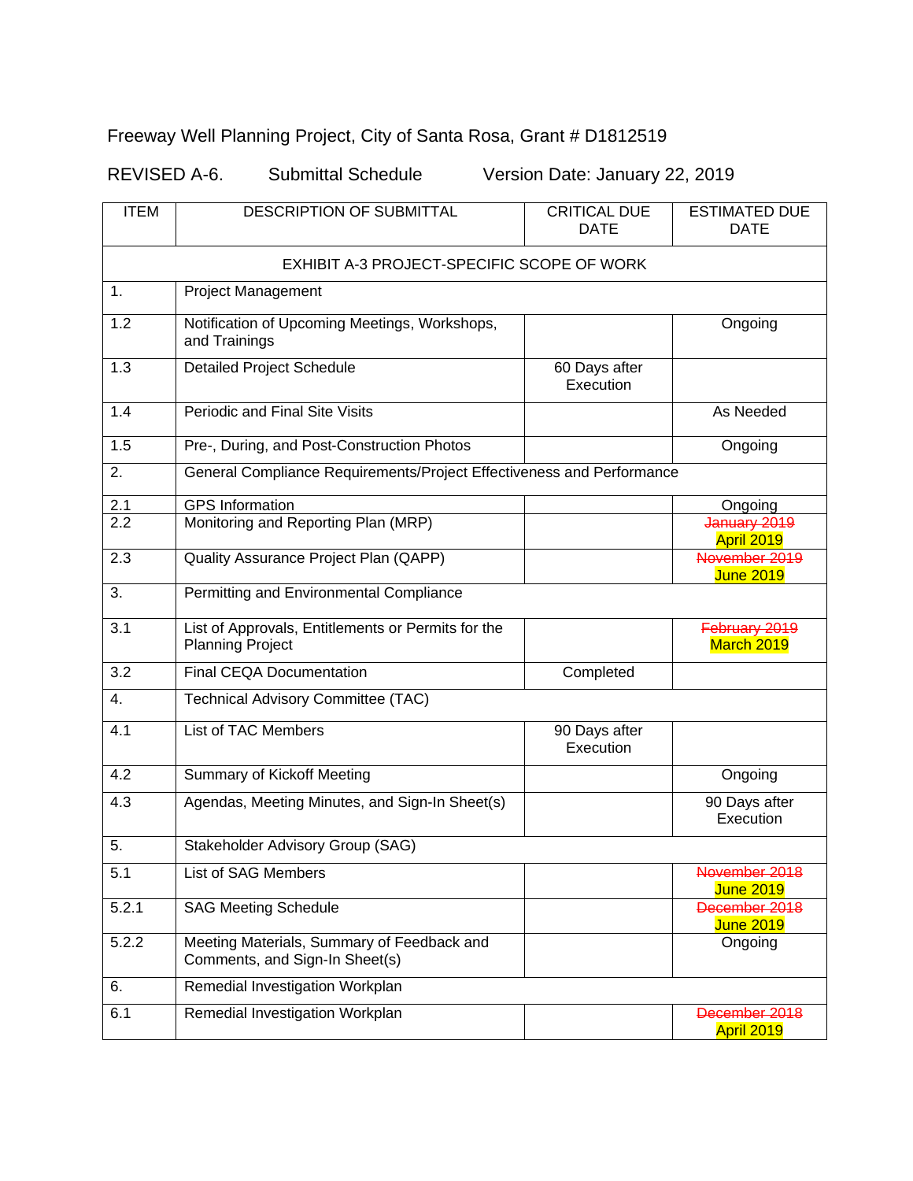Freeway Well Planning Project, City of Santa Rosa, Grant # D1812519

REVISED A-6. Submittal Schedule Version Date: January 22, 2019

| ITEM | DESCRIPTION OF SUBMITTAL | CRITICAL DUE DATE | ESTIMATED DUE DATE |
|---|---|---|---|
| EXHIBIT A-3 PROJECT-SPECIFIC SCOPE OF WORK | | | |
| 1. | Project Management | | |
| 1.2 | Notification of Upcoming Meetings, Workshops, and Trainings | | Ongoing |
| 1.3 | Detailed Project Schedule | 60 Days after Execution | |
| 1.4 | Periodic and Final Site Visits | | As Needed |
| 1.5 | Pre-, During, and Post-Construction Photos | | Ongoing |
| 2. | General Compliance Requirements/Project Effectiveness and Performance | | |
| 2.1 | GPS Information | | Ongoing |
| 2.2 | Monitoring and Reporting Plan (MRP) | | ~~January 2019~~ April 2019 |
| 2.3 | Quality Assurance Project Plan (QAPP) | | ~~November 2019~~ June 2019 |
| 3. | Permitting and Environmental Compliance | | |
| 3.1 | List of Approvals, Entitlements or Permits for the Planning Project | | ~~February 2019~~ March 2019 |
| 3.2 | Final CEQA Documentation | Completed | |
| 4. | Technical Advisory Committee (TAC) | | |
| 4.1 | List of TAC Members | 90 Days after Execution | |
| 4.2 | Summary of Kickoff Meeting | | Ongoing |
| 4.3 | Agendas, Meeting Minutes, and Sign-In Sheet(s) | | 90 Days after Execution |
| 5. | Stakeholder Advisory Group (SAG) | | |
| 5.1 | List of SAG Members | | ~~November 2018~~ June 2019 |
| 5.2.1 | SAG Meeting Schedule | | ~~December 2018~~ June 2019 |
| 5.2.2 | Meeting Materials, Summary of Feedback and Comments, and Sign-In Sheet(s) | | Ongoing |
| 6. | Remedial Investigation Workplan | | |
| 6.1 | Remedial Investigation Workplan | | ~~December 2018~~ April 2019 |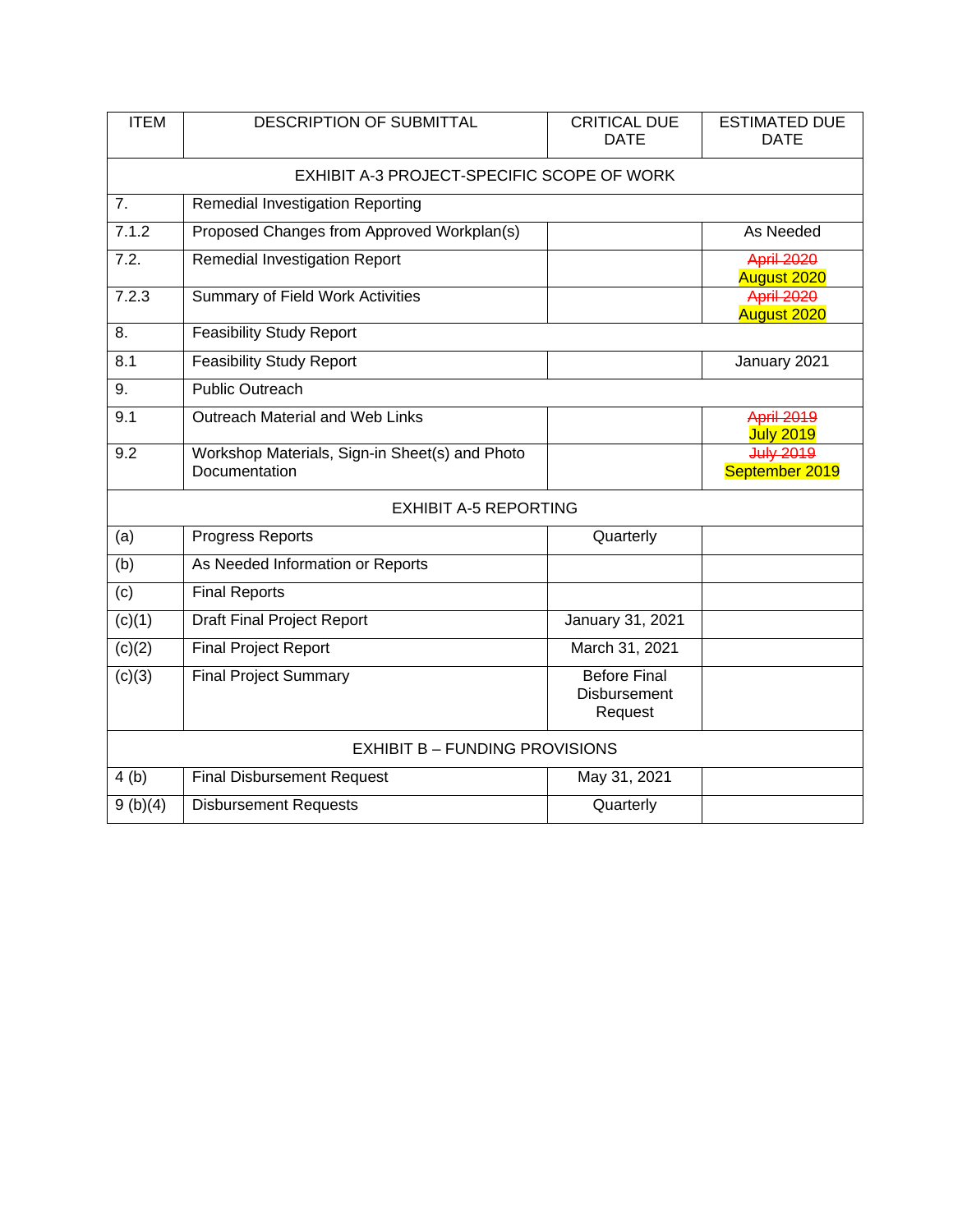| ITEM | DESCRIPTION OF SUBMITTAL | CRITICAL DUE DATE | ESTIMATED DUE DATE |
|---|---|---|---|
| EXHIBIT A-3 PROJECT-SPECIFIC SCOPE OF WORK | | | |
| 7. | Remedial Investigation Reporting | | |
| 7.1.2 | Proposed Changes from Approved Workplan(s) | | As Needed |
| 7.2. | Remedial Investigation Report | | ~~April 2020~~ August 2020 |
| 7.2.3 | Summary of Field Work Activities | | ~~April 2020~~ August 2020 |
| 8. | Feasibility Study Report | | |
| 8.1 | Feasibility Study Report | | January 2021 |
| 9. | Public Outreach | | |
| 9.1 | Outreach Material and Web Links | | ~~April 2019~~ July 2019 |
| 9.2 | Workshop Materials, Sign-in Sheet(s) and Photo Documentation | | ~~July 2019~~ September 2019 |
| EXHIBIT A-5 REPORTING | | | |
| (a) | Progress Reports | Quarterly | |
| (b) | As Needed Information or Reports | | |
| (c) | Final Reports | | |
| (c)(1) | Draft Final Project Report | January 31, 2021 | |
| (c)(2) | Final Project Report | March 31, 2021 | |
| (c)(3) | Final Project Summary | Before Final Disbursement Request | |
| EXHIBIT B – FUNDING PROVISIONS | | | |
| 4 (b) | Final Disbursement Request | May 31, 2021 | |
| 9 (b)(4) | Disbursement Requests | Quarterly | |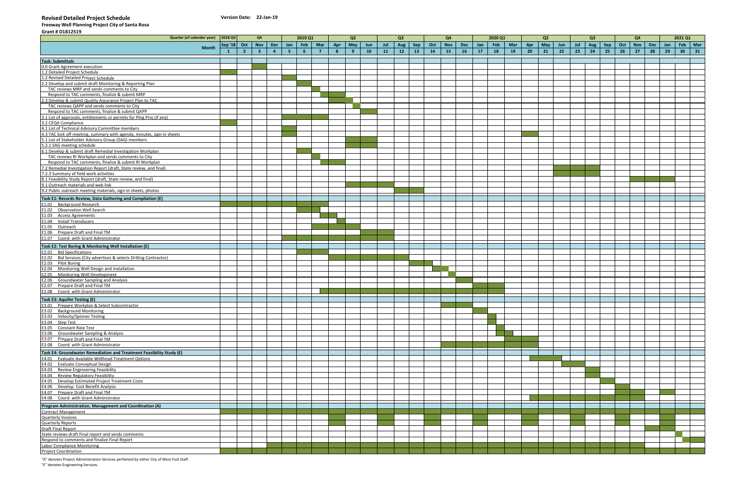**Revised Detailed Project Schedule** **Version Date: 22-Jan-19**

**Freeway Well Planning Project City of Santa Rosa**

**Grant # D1812519**

| Quarter (of calender year) | 2018 Q3 | Q4 | | | 2019 Q1 | | | Q2 | | | Q3 | | | Q4 | | | 2020 Q1 | | | Q2 | | | Q3 | | | Q4 | | | 2021 Q1 | | |
|---|---|---|---|---|---|---|---|---|---|---|---|---|---|---|---|---|---|---|---|---|---|---|---|---|---|---|---|---|---|---|---|
| **Month** | Sep '18 | Oct | Nov | Dec | Jan | Feb | Mar | Apr | May | Jun | Jul | Aug | Sep | Oct | Nov | Dec | Jan | Feb | Mar | Apr | May | Jun | Jul | Aug | Sep | Oct | Nov | Dec | Jan | Feb | Mar |
| | 1 | 2 | 3 | 4 | 5 | 6 | 7 | 8 | 9 | 10 | 11 | 12 | 13 | 14 | 15 | 16 | 17 | 18 | 19 | 20 | 21 | 22 | 23 | 24 | 25 | 26 | 27 | 28 | 29 | 30 | 31 |
| **Task: Submittals** | | | | | | | | | | | | | | | | | | | | | | | | | | | | | | | |
| 0.0 Grant Agreement execution | | | X | | | | | | | | | | | | | | | | | | | | | | | | | | | | |
| 1.2 Detailed Project Schedule | X | | | | | | | | | | | | | | | | | | | | | | | | | | | | | | |
| 1.2 Revised Detailed Project Schedule | | | | | X | | | | | | | | | | | | | | | | | | | | | | | | | | |
| 2.2 Develop and submit draft Monitoring & Reporting Plan | | | | | | X | | | | | | | | | | | | | | | | | | | | | | | | | |
| TAC reviews MRP and sends comments to City | | | | | | | X | | | | | | | | | | | | | | | | | | | | | | | | |
| Respond to TAC comments, finalize & submit MRP | | | | | | | X | X | | | | | | | | | | | | | | | | | | | | | | | |
| 2.3 Develop & submit Quality Assurance Project Plan to TAC | | | | | | | | X | | | | | | | | | | | | | | | | | | | | | | | |
| TAC reviews QAPP and sends comments to City | | | | | | | | | X | | | | | | | | | | | | | | | | | | | | | | |
| Respond to TAC comments, finalize & submit QAPP | | | | | | | | | | X | | | | | | | | | | | | | | | | | | | | | |
| 3.1 List of approvals, entitlements or permits for Plng Proj (if any) | | | | | X | X | X | | | | | | | | | | | | | | | | | | | | | | | | |
| 3.2 CEQA Compliance | X | | | | | | | | | | | | | | | | | | | | | | | | | | | | | | |
| 4.1 List of Technical Advisory Committee members | | | | | X | | | | | | | | | | | | | | | | | | | | | | | | | | |
| 4.3 TAC kick off meeting, summary with agenda, minutes, sign-in sheets | | | | | X | | | | | | | | | | | | | | | X | | | | | | | | | | | |
| 5.1 List of Stakeholder Advisory Group (SAG) members | | | | | | | | | X | X | | | | | | | | | | | | | | | | | | | | | |
| 5.2.1 SAG meeting schedule | | | | | | | | | X | X | | | | | | | | | | | | | | | | | | | | | |
| 6.1 Develop & submit draft Remedial Investigation Workplan | | | | | | X | | | | | | | | | | | | | | | | | | | | | | | | | |
| TAC reviews RI Workplan and sends comments to City | | | | | | | X | | | | | | | | | | | | | | | | | | | | | | | | |
| Respond to TAC comments, finalize & submit RI Workplan | | | | | | | X | X | | | | | | | | | | | | | | | | | | | | | | | |
| 7.2 Remedial Investigation Report (draft, State review, and final) | | | | | | | | | | | | | | | | | | | | | | X | X | X | | | | | | | |
| 7.2.3 Summary of field work activities | | | | | | | | | | | | | | | | | | | | | | X | X | X | | | | | | | |
| 8.1 Feasibility Study Report (draft, State review, and final) | | | | | | | | | | | | | | | | | | | | | | | | | | | X | X | X | | |
| 9.1 Outreach materials and web link | | | | | | | | | X | X | X | | | | | | | | | | | | | | | | | | | | |
| 9.2 Public outreach meeting materials, sign-in sheets, photos | | | | | | | | | | | | X | X | | | | | | | | | | | | | | | | | | |
| **Task E1: Records Review, Data Gathering and Compilation (E)** | | | | | | | | | | | | | | | | | | | | | | | | | | | | | | | |
| E1.01 Background Research | X | X | X | X | X | X | X | | | | | | | | | | | | | | | | | | | | | | | | |
| E1.02 Observation Well Search | | | | | | X | X | | | | | | | | | | | | | | | | | | | | | | | | |
| E1.03 Access Agreements | | | | | | | X | X | | | | | | | | | | | | | | | | | | | | | | | |
| E1.04 Install Transducers | | | | | | | | X | | | | | | | | | | | | | | | | | | | | | | | |
| E1.05 Outreach | | | | | | | X | X | X | | | | | | | | | | | | | | | | | | | | | | |
| E1.06 Prepare Draft and Final TM | | | | | | | | | | X | X | | | | | | | | | | | | | | | | | | | | |
| E1.07 Coord. with Grant Administrator | | | | | X | X | X | X | X | X | X | | | | | | | | | | | | | | | | | | | | |
| **Task E2: Test Boring & Monitoring Well Installation (E)** | | | | | | | | | | | | | | | | | | | | | | | | | | | | | | | |
| E2.01 Bid Specifications | | | | | | X | X | | | | | | | | | | | | | | | | | | | | | | | | |
| E2.02 Bid Services (City advertises & selects Drilling Contractor) | | | | | | | | X | X | X | X | X | | | | | | | | | | | | | | | | | | | |
| E2.03 Pilot Boring | | | | | | | | | | | | | X | X | | | | | | | | | | | | | | | | | |
| E2.04 Monitoring Well Design and Installation | | | | | | | | | | | | | | X | X | | | | | | | | | | | | | | | | |
| E2.05 Monitoring Well Development | | | | | | | | | | | | | | | X | | | | | | | | | | | | | | | | |
| E2.06 Groundwater Sampling and Analysis | | | | | | | | | | | | | | | | X | | | | | | | | | | | | | | | |
| E2.07 Prepare Draft and Final TM | | | | | | | | | | | | | | | | | X | X | | | | | | | | | | | | | |
| E2.08 Coord. with Grant Administrator | | | | | | | X | X | X | X | X | X | X | X | X | X | X | X | | | | | | | | | | | | | |
| **Task E3: Aquifer Testing (E)** | | | | | | | | | | | | | | | | | | | | | | | | | | | | | | | |
| E3.01 Prepare Workplan & Select Subcontractor | | | | | | | | | | | | | | | X | X | | | | | | | | | | | | | | | |
| E3.02 Background Monitoring | | | | | | | | | | | | | | | | | X | | | | | | | | | | | | | | |
| E3.03 Velocity/Spinner Testing | | | | | | | | | | | | | | | | | | X | | | | | | | | | | | | | |
| E3.04 Step Test | | | | | | | | | | | | | | | | | | X | | | | | | | | | | | | | |
| E3.05 Constant Rate Test | | | | | | | | | | | | | | | | | | X | | | | | | | | | | | | | |
| E3.06 Groundwater Sampling & Analysis | | | | | | | | | | | | | | | | | | | X | | | | | | | | | | | | |
| E3.07 Prepare Draft and Final TM | | | | | | | | | | | | | | | | | | | X | X | | | | | | | | | | | |
| E3.08 Coord. with Grant Administrator | | | | | | | | | | | | | | | X | X | X | X | X | X | | | | | | | | | | | |
| **Task E4: Groundwater Remediation and Treatment Feasibility Study (E)** | | | | | | | | | | | | | | | | | | | | | | | | | | | | | | | |
| E4.01 Evaluate Available Wellhead Treatment Options | | | | | | | | | | | | | | | | | | | | X | X | X | | | | | | | | | |
| E4.02 Evaluate Conceptual Design | | | | | | | | | | | | | | | | | | | | | | X | X | | | | | | | | |
| E4.03 Review Engineering Feasibility | | | | | | | | | | | | | | | | | | | | | | | | X | | | | | | | |
| E4.04 Review Regulatory Feasibility | | | | | | | | | | | | | | | | | | | | | | | | X | | | | | | | |
| E4.05 Develop Estiimated Project Treatment Costs | | | | | | | | | | | | | | | | | | | | | | | | | X | | | | | | |
| E4.06 Develop Cost Benefit Analysis | | | | | | | | | | | | | | | | | | | | | | | | | | X | | | | | |
| E4.07 Prepare Draft and Final TM | | | | | | | | | | | | | | | | | | | | | | | | | | X | X | | X | | |
| E4.08 Coord. with Grant Administrator | | | | | | | | | | | | | | | | | | | | X | X | X | X | X | X | X | X | | | | |
| **Program Administration, Management and Coordination (A)** | | | | | | | | | | | | | | | | | | | | | | | | | | | | | | | |
| Contract Management | X | X | X | X | X | X | X | X | X | X | X | X | X | X | X | X | X | X | X | X | X | X | X | X | X | X | X | X | X | X | X |
| Quarterly Invoices | | | | | | | | X | | | X | | | X | | | X | | | X | | | X | | | X | | | X | | |
| Quarterly Reports | | | | | | | | X | | | X | | | X | | | X | | | X | | | X | | | X | | | X | | |
| Draft Final Report | | | | | | | | | | | | | | | | | | | | | | | | | | | | X | X | | |
| State reviews draft Final report and sends comments | | | | | | | | | | | | | | | | | | | | | | | | | | | | | | X | |
| Respond to comments and finalize Final Report | | | | | | | | | | | | | | | | | | | | | | | | | | | | | | X | X |
| Labor Compliance Monitoring | | | | X | X | X | X | X | X | X | X | X | X | X | X | X | X | X | X | X | X | X | X | X | X | X | X | | | | |
| Project Coordination | X | X | X | X | X | X | X | X | X | X | X | X | X | X | X | X | X | X | X | X | X | X | X | X | X | X | X | X | X | X | X |

"A" denotes Project Administration Services perfomed by either City of West Yost Staff.

"E" denotes Engineering Services.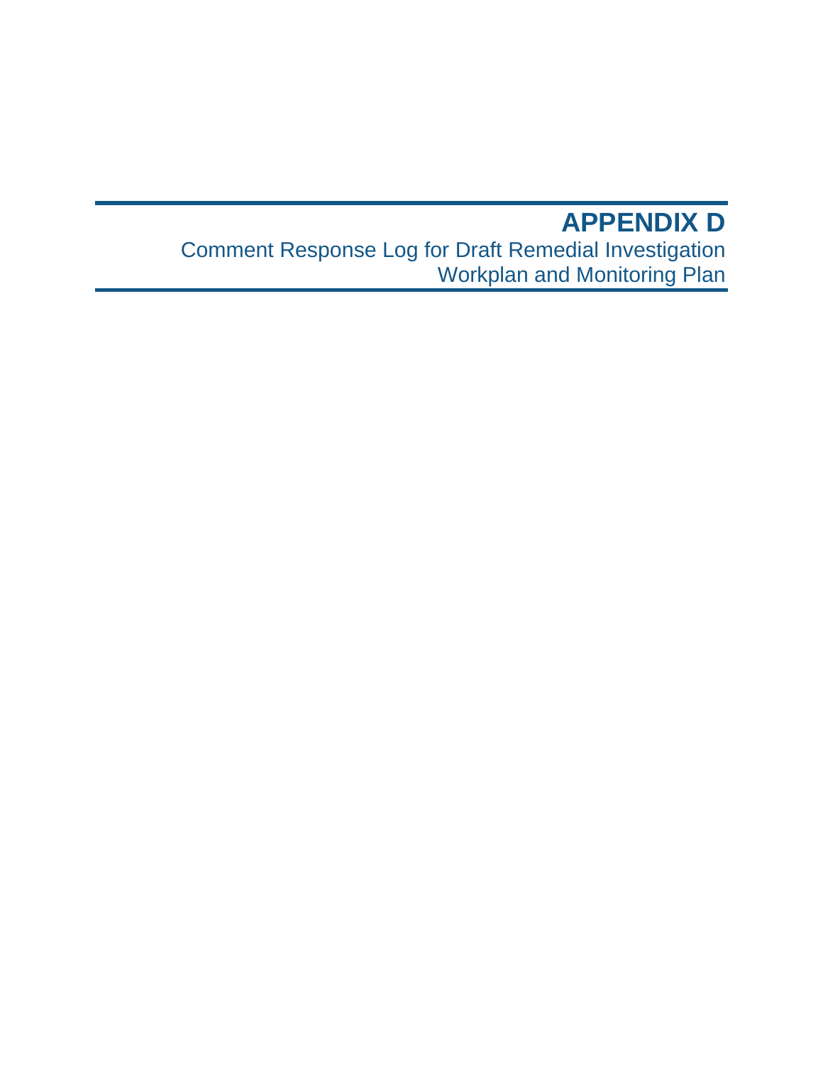# APPENDIX D

Comment Response Log for Draft Remedial Investigation Workplan and Monitoring Plan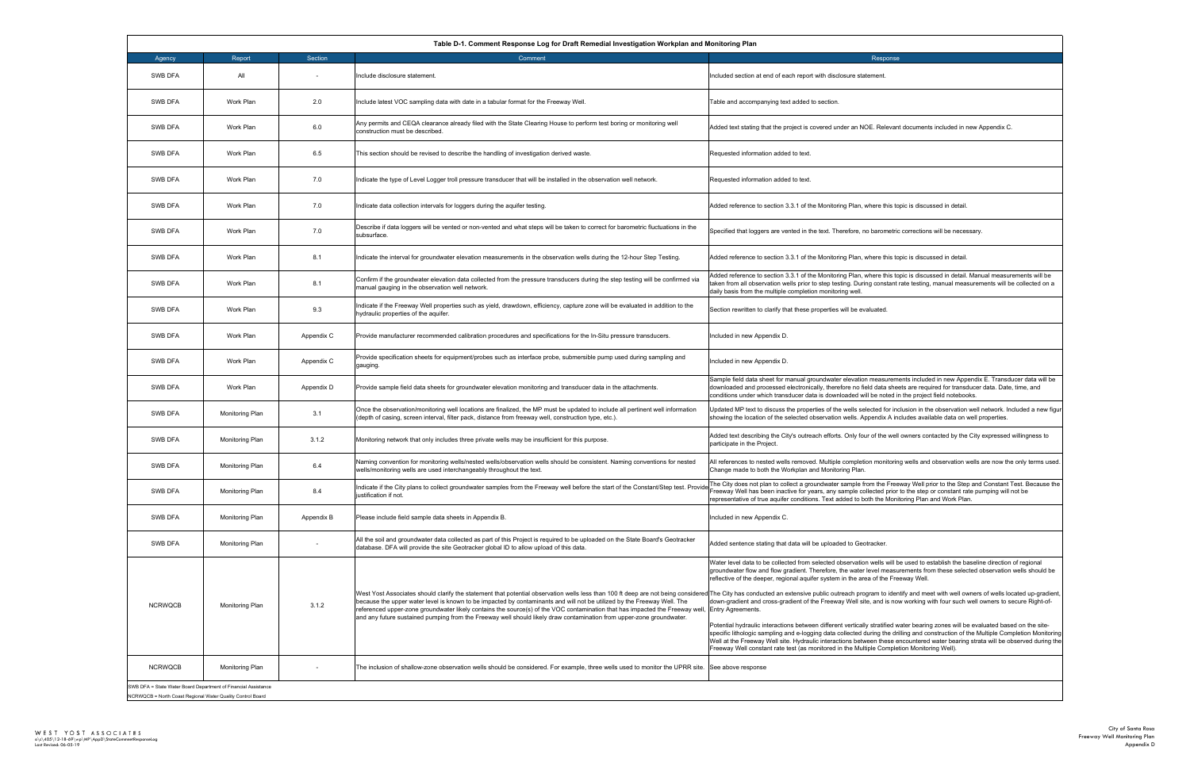## Table D-1. Comment Response Log for Draft Remedial Investigation Workplan and Monitoring Plan

| Agency | Report | Section | Comment | Response |
|---|---|---|---|---|
| SWB DFA | All | - | Include disclosure statement. | Included section at end of each report with disclosure statement. |
| SWB DFA | Work Plan | 2.0 | Include latest VOC sampling data with date in a tabular format for the Freeway Well. | Table and accompanying text added to section. |
| SWB DFA | Work Plan | 6.0 | Any permits and CEQA clearance already filed with the State Clearing House to perform test boring or monitoring well construction must be described. | Added text stating that the project is covered under an NOE. Relevant documents included in new Appendix C. |
| SWB DFA | Work Plan | 6.5 | This section should be revised to describe the handling of investigation derived waste. | Requested information added to text. |
| SWB DFA | Work Plan | 7.0 | Indicate the type of Level Logger troll pressure transducer that will be installed in the observation well network. | Requested information added to text. |
| SWB DFA | Work Plan | 7.0 | Indicate data collection intervals for loggers during the aquifer testing. | Added reference to section 3.3.1 of the Monitoring Plan, where this topic is discussed in detail. |
| SWB DFA | Work Plan | 7.0 | Describe if data loggers will be vented or non-vented and what steps will be taken to correct for barometric fluctuations in the subsurface. | Specified that loggers are vented in the text. Therefore, no barometric corrections will be necessary. |
| SWB DFA | Work Plan | 8.1 | Indicate the interval for groundwater elevation measurements in the observation wells during the 12-hour Step Testing. | Added reference to section 3.3.1 of the Monitoring Plan, where this topic is discussed in detail. |
| SWB DFA | Work Plan | 8.1 | Confirm if the groundwater elevation data collected from the pressure transducers during the step testing will be confirmed via manual gauging in the observation well network. | Added reference to section 3.3.1 of the Monitoring Plan, where this topic is discussed in detail. Manual measurements will be taken from all observation wells prior to step testing. During constant rate testing, manual measurements will be collected on a daily basis from the multiple completion monitoring well. |
| SWB DFA | Work Plan | 9.3 | Indicate if the Freeway Well properties such as yield, drawdown, efficiency, capture zone will be evaluated in addition to the hydraulic properties of the aquifer. | Section rewritten to clarify that these properties will be evaluated. |
| SWB DFA | Work Plan | Appendix C | Provide manufacturer recommended calibration procedures and specifications for the In-Situ pressure transducers. | Included in new Appendix D. |
| SWB DFA | Work Plan | Appendix C | Provide specification sheets for equipment/probes such as interface probe, submersible pump used during sampling and gauging. | Included in new Appendix D. |
| SWB DFA | Work Plan | Appendix D | Provide sample field data sheets for groundwater elevation monitoring and transducer data in the attachments. | Sample field data sheet for manual groundwater elevation measurements included in new Appendix E. Transducer data will be downloaded and processed electronically, therefore no field data sheets are required for transducer data. Date, time, and conditions under which transducer data is downloaded will be noted in the project field notebooks. |
| SWB DFA | Monitoring Plan | 3.1 | Once the observation/monitoring well locations are finalized, the MP must be updated to include all pertinent well information (depth of casing, screen interval, filter pack, distance from freeway well, construction type, etc.). | Updated MP text to discuss the properties of the wells selected for inclusion in the observation well network. Included a new figure showing the location of the selected observation wells. Appendix A includes available data on well properties. |
| SWB DFA | Monitoring Plan | 3.1.2 | Monitoring network that only includes three private wells may be insufficient for this purpose. | Added text describing the City's outreach efforts. Only four of the well owners contacted by the City expressed willingness to participate in the Project. |
| SWB DFA | Monitoring Plan | 6.4 | Naming convention for monitoring wells/nested wells/observation wells should be consistent. Naming conventions for nested wells/monitoring wells are used interchangeably throughout the text. | All references to nested wells removed. Multiple completion monitoring wells and observation wells are now the only terms used. Change made to both the Workplan and Monitoring Plan. |
| SWB DFA | Monitoring Plan | 8.4 | Indicate if the City plans to collect groundwater samples from the Freeway well before the start of the Constant/Step test. Provide justification if not. | The City does not plan to collect a groundwater sample from the Freeway Well prior to the Step and Constant Test. Because the Freeway Well has been inactive for years, any sample collected prior to the step or constant rate pumping will not be representative of true aquifer conditions. Text added to both the Monitoring Plan and Work Plan. |
| SWB DFA | Monitoring Plan | Appendix B | Please include field sample data sheets in Appendix B. | Included in new Appendix C. |
| SWB DFA | Monitoring Plan | - | All the soil and groundwater data collected as part of this Project is required to be uploaded on the State Board's Geotracker database. DFA will provide the site Geotracker global ID to allow upload of this data. | Added sentence stating that data will be uploaded to Geotracker. |
| NCRWQCB | Monitoring Plan | 3.1.2 | West Yost Associates should clarify the statement that potential observation wells less than 100 ft deep are not being considered because the upper water level is known to be impacted by contaminants and will not be utilized by the Freeway Well. The referenced upper-zone groundwater likely contains the source(s) of the VOC contamination that has impacted the Freeway well, and any future sustained pumping from the Freeway well should likely draw contamination from upper-zone groundwater. | Water level data to be collected from selected observation wells will be used to establish the baseline direction of regional groundwater flow and flow gradient. Therefore, the water level measurements from these selected observation wells should be reflective of the deeper, regional aquifer system in the area of the Freeway Well.<br><br>The City has conducted an extensive public outreach program to identify and meet with well owners of wells located up-gradient, down-gradient and cross-gradient of the Freeway Well site, and is now working with four such well owners to secure Right-of-Entry Agreements.<br><br>Potential hydraulic interactions between different vertically stratified water bearing zones will be evaluated based on the site-specific lithologic sampling and e-logging data collected during the drilling and construction of the Multiple Completion Monitoring Well at the Freeway Well site. Hydraulic interactions between these encountered water bearing strata will be observed during the Freeway Well constant rate test (as monitored in the Multiple Completion Monitoring Well). |
| NCRWQCB | Monitoring Plan | - | The inclusion of shallow-zone observation wells should be considered. For example, three wells used to monitor the UPRR site. | See above response |

SWB DFA = State Water Board Department of Financial Assistance
NCRWQCB = North Coast Regional Water Quality Control Board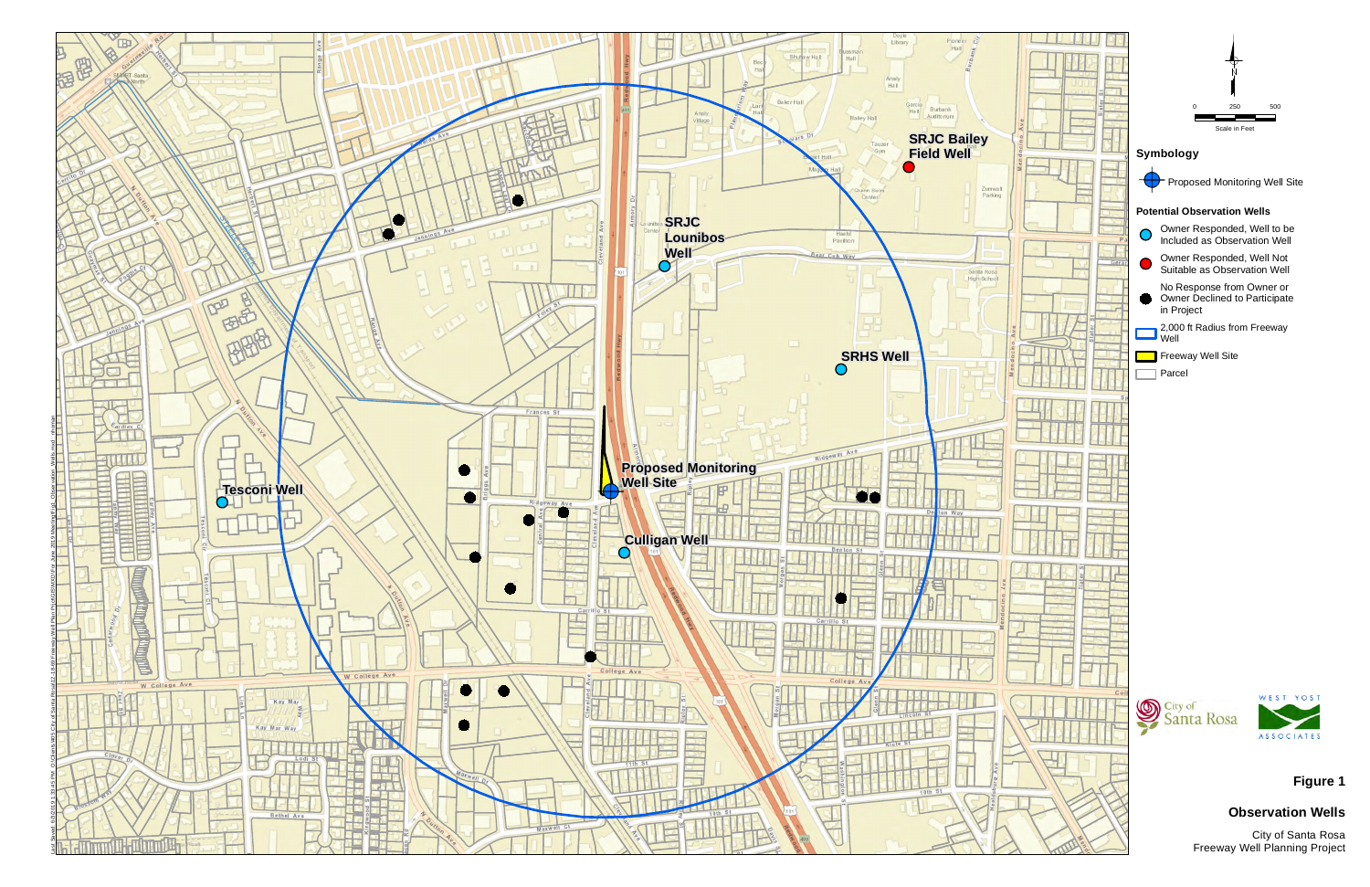SRJC Bailey Field Well

SRJC Lounibos Well

SRHS Well

Proposed Monitoring Well Site

Tesconi Well

Culligan Well

0 250 500

Scale in Feet

**Symbology**

Proposed Monitoring Well Site

**Potential Observation Wells**

Owner Responded, Well to be Included as Observation Well

Owner Responded, Well Not Suitable as Observation Well

No Response from Owner or Owner Declined to Participate in Project

2,000 ft Radius from Freeway Well

Freeway Well Site

Parcel

City of Santa Rosa

WEST YOST ASSOCIATES

**Figure 1**

**Observation Wells**

City of Santa Rosa
Freeway Well Planning Project